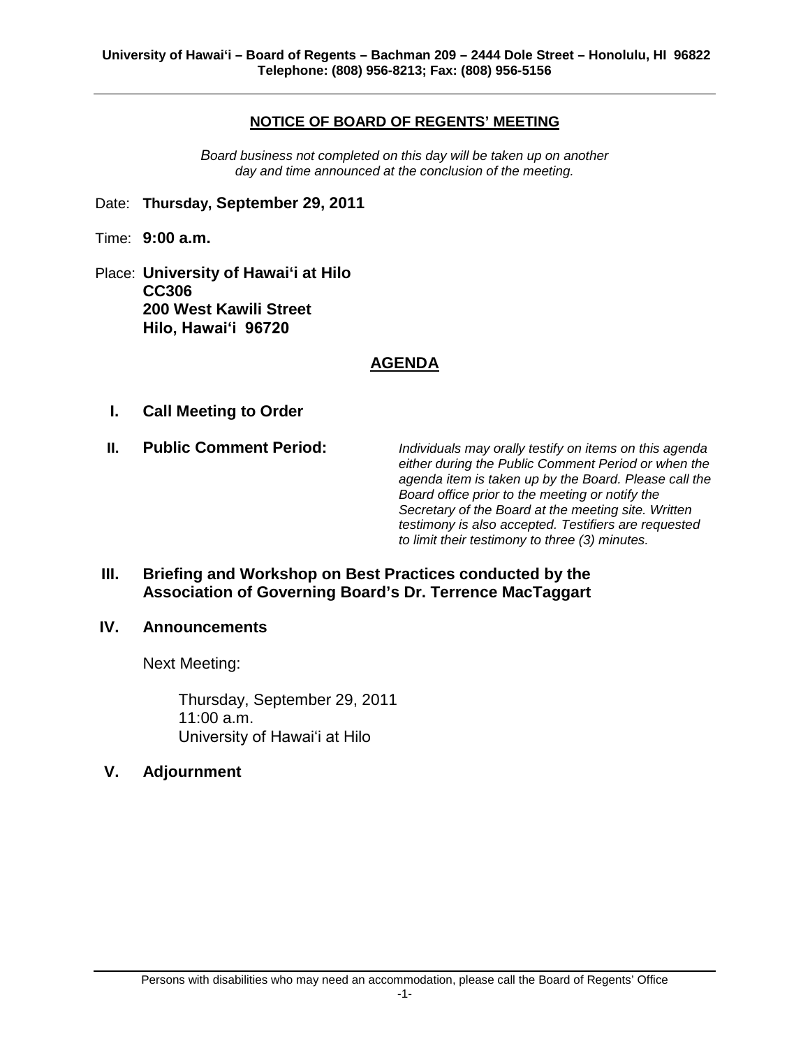University of Hawai'i – Board of Regents – Bachman 209 – 2444 Dole Street – Honolulu, HI 96822
Telephone: (808) 956-8213; Fax: (808) 956-5156

## NOTICE OF BOARD OF REGENTS' MEETING

*Board business not completed on this day will be taken up on another day and time announced at the conclusion of the meeting.*

Date: **Thursday, September 29, 2011**

Time: **9:00 a.m.**

Place: **University of Hawai'i at Hilo**
**CC306**
**200 West Kawili Street**
**Hilo, Hawai'i 96720**

## AGENDA

**I. Call Meeting to Order**

**II. Public Comment Period:** *Individuals may orally testify on items on this agenda either during the Public Comment Period or when the agenda item is taken up by the Board. Please call the Board office prior to the meeting or notify the Secretary of the Board at the meeting site. Written testimony is also accepted. Testifiers are requested to limit their testimony to three (3) minutes.*

**III. Briefing and Workshop on Best Practices conducted by the Association of Governing Board's Dr. Terrence MacTaggart**

**IV. Announcements**

Next Meeting:

Thursday, September 29, 2011
11:00 a.m.
University of Hawai'i at Hilo

**V. Adjournment**

Persons with disabilities who may need an accommodation, please call the Board of Regents' Office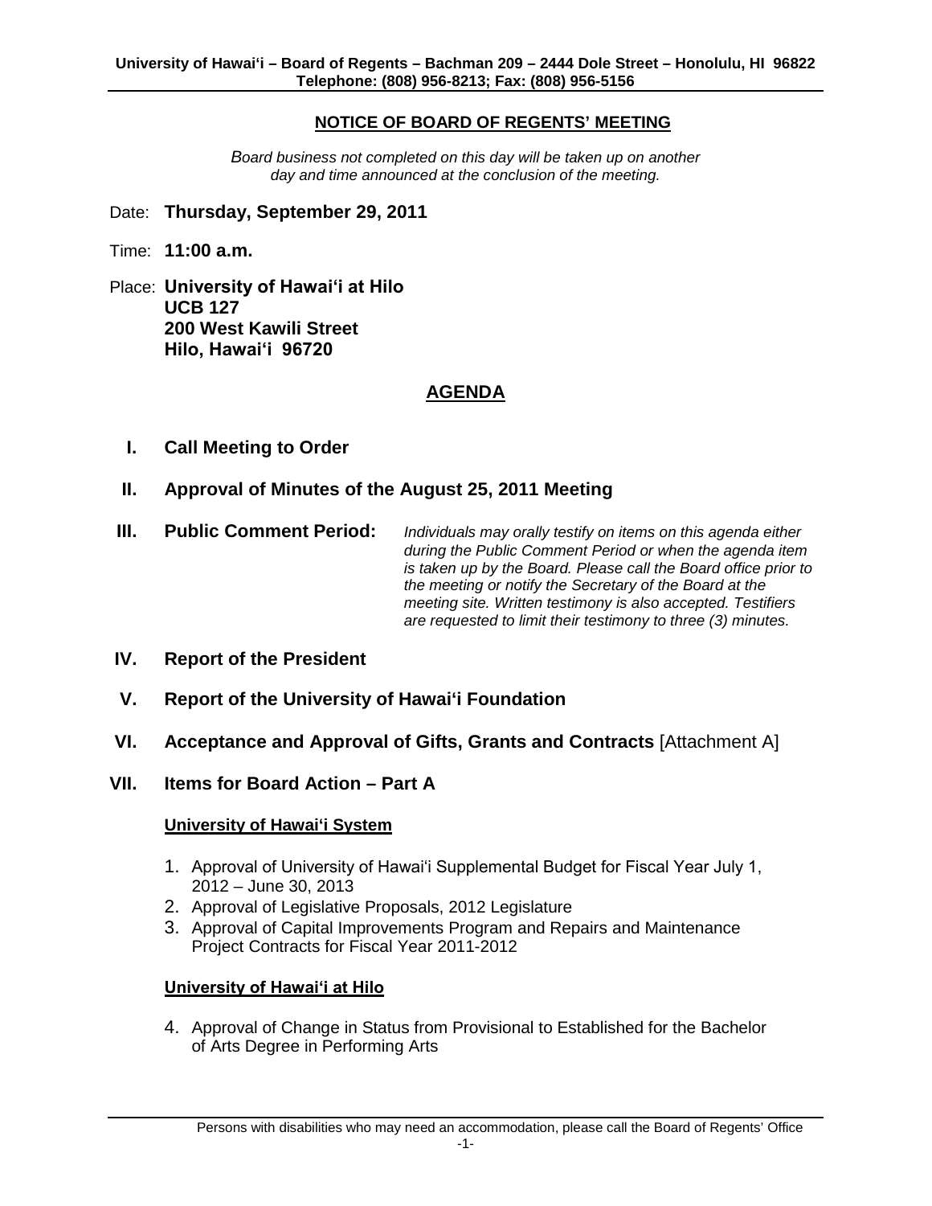University of Hawai'i – Board of Regents – Bachman 209 – 2444 Dole Street – Honolulu, HI 96822
Telephone: (808) 956-8213; Fax: (808) 956-5156

## NOTICE OF BOARD OF REGENTS' MEETING

*Board business not completed on this day will be taken up on another day and time announced at the conclusion of the meeting.*

Date: **Thursday, September 29, 2011**

Time: **11:00 a.m.**

Place: **University of Hawai'i at Hilo**
**UCB 127**
**200 West Kawili Street**
**Hilo, Hawai'i 96720**

## AGENDA

**I. Call Meeting to Order**

**II. Approval of Minutes of the August 25, 2011 Meeting**

**III. Public Comment Period:** *Individuals may orally testify on items on this agenda either during the Public Comment Period or when the agenda item is taken up by the Board. Please call the Board office prior to the meeting or notify the Secretary of the Board at the meeting site. Written testimony is also accepted. Testifiers are requested to limit their testimony to three (3) minutes.*

**IV. Report of the President**

**V. Report of the University of Hawai'i Foundation**

**VI. Acceptance and Approval of Gifts, Grants and Contracts** [Attachment A]

**VII. Items for Board Action – Part A**

**University of Hawai'i System**

1. Approval of University of Hawai'i Supplemental Budget for Fiscal Year July 1, 2012 – June 30, 2013
2. Approval of Legislative Proposals, 2012 Legislature
3. Approval of Capital Improvements Program and Repairs and Maintenance Project Contracts for Fiscal Year 2011-2012

**University of Hawai'i at Hilo**

4. Approval of Change in Status from Provisional to Established for the Bachelor of Arts Degree in Performing Arts

Persons with disabilities who may need an accommodation, please call the Board of Regents' Office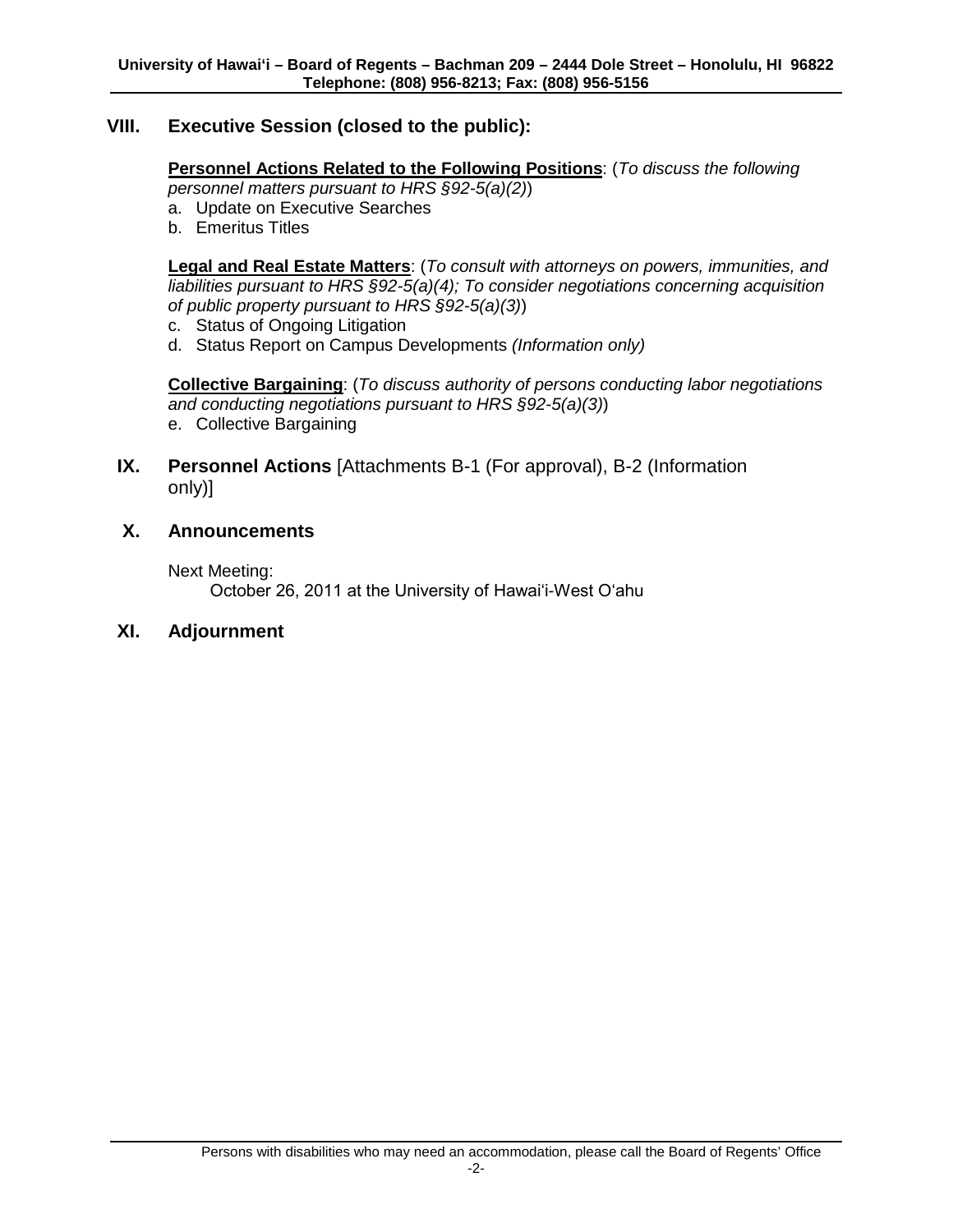## VIII. Executive Session (closed to the public):

**Personnel Actions Related to the Following Positions**: (*To discuss the following personnel matters pursuant to HRS §92-5(a)(2)*)

a. Update on Executive Searches
b. Emeritus Titles

**Legal and Real Estate Matters**: (*To consult with attorneys on powers, immunities, and liabilities pursuant to HRS §92-5(a)(4); To consider negotiations concerning acquisition of public property pursuant to HRS §92-5(a)(3)*)

c. Status of Ongoing Litigation
d. Status Report on Campus Developments *(Information only)*

**Collective Bargaining**: (*To discuss authority of persons conducting labor negotiations and conducting negotiations pursuant to HRS §92-5(a)(3)*)

e. Collective Bargaining

## IX. Personnel Actions [Attachments B-1 (For approval), B-2 (Information only)]

## X. Announcements

Next Meeting:

October 26, 2011 at the University of Hawai‘i-West O‘ahu

## XI. Adjournment

Persons with disabilities who may need an accommodation, please call the Board of Regents' Office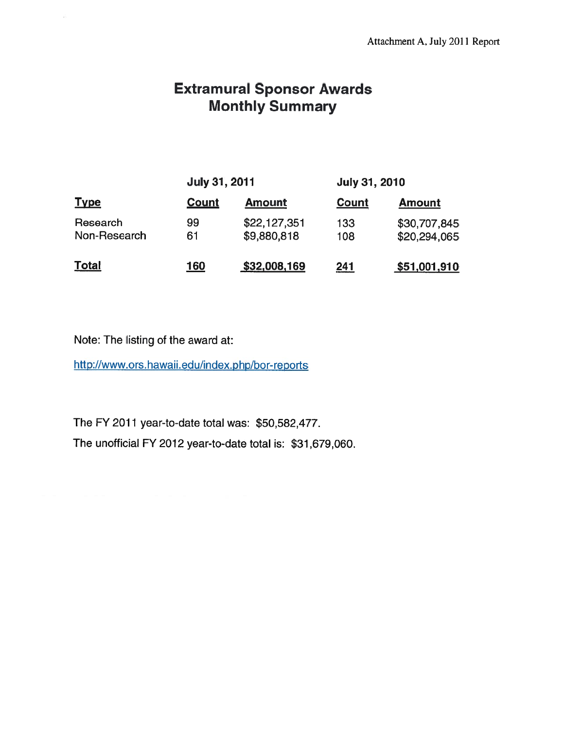Attachment A, July 2011 Report

# Extramural Sponsor Awards
## Monthly Summary

| | July 31, 2011 | | July 31, 2010 | |
|---|---|---|---|---|
| **Type** | **Count** | **Amount** | **Count** | **Amount** |
| Research | 99 | $22,127,351 | 133 | $30,707,845 |
| Non-Research | 61 | $9,880,818 | 108 | $20,294,065 |
| **Total** | **160** | **$32,008,169** | **241** | **$51,001,910** |

Note: The listing of the award at:

http://www.ors.hawaii.edu/index.php/bor-reports

The FY 2011 year-to-date total was: $50,582,477.

The unofficial FY 2012 year-to-date total is: $31,679,060.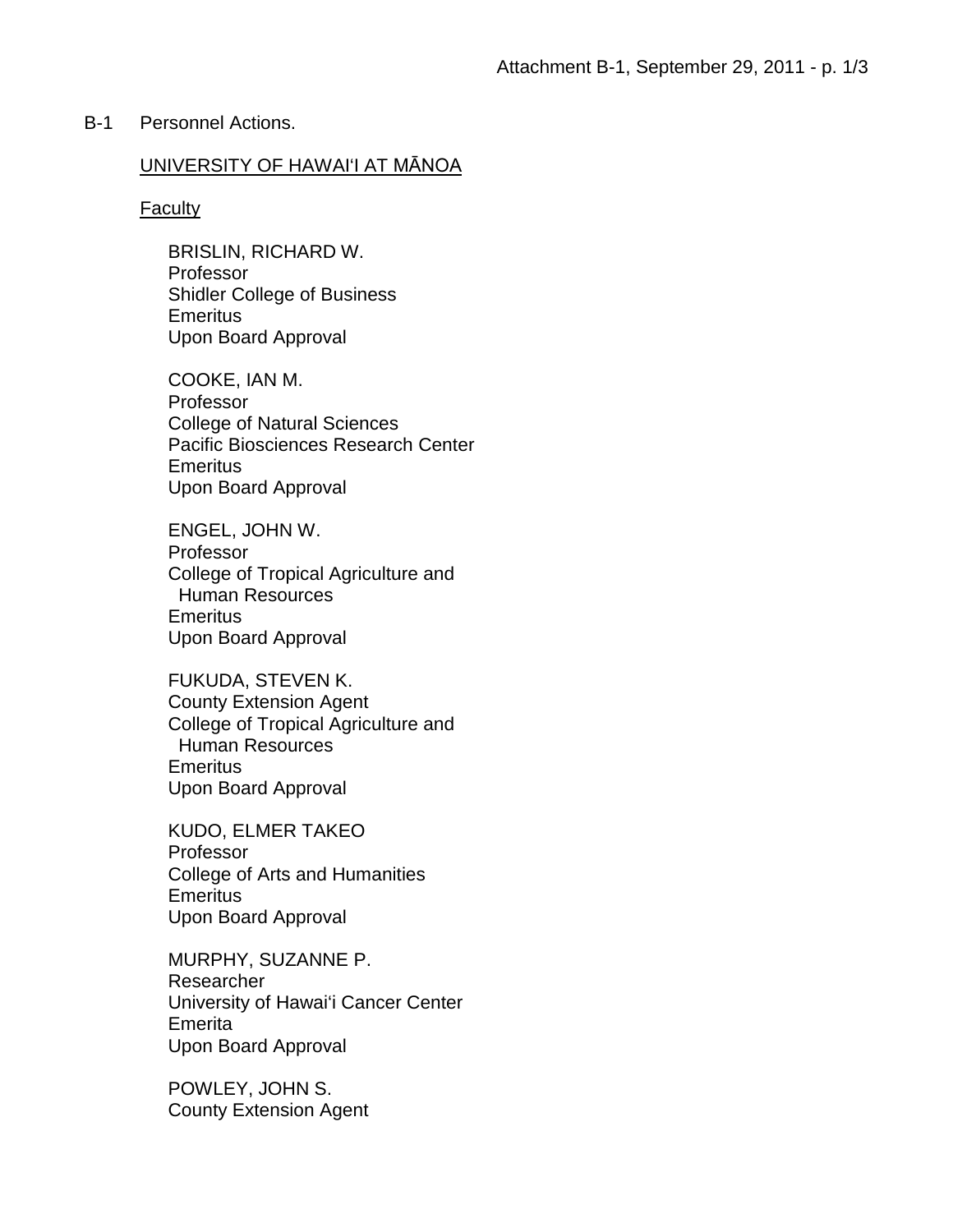B-1 Personnel Actions.

UNIVERSITY OF HAWAIʻI AT MĀNOA

Faculty

BRISLIN, RICHARD W.
Professor
Shidler College of Business
Emeritus
Upon Board Approval

COOKE, IAN M.
Professor
College of Natural Sciences
Pacific Biosciences Research Center
Emeritus
Upon Board Approval

ENGEL, JOHN W.
Professor
College of Tropical Agriculture and
Human Resources
Emeritus
Upon Board Approval

FUKUDA, STEVEN K.
County Extension Agent
College of Tropical Agriculture and
Human Resources
Emeritus
Upon Board Approval

KUDO, ELMER TAKEO
Professor
College of Arts and Humanities
Emeritus
Upon Board Approval

MURPHY, SUZANNE P.
Researcher
University of Hawaiʻi Cancer Center
Emerita
Upon Board Approval

POWLEY, JOHN S.
County Extension Agent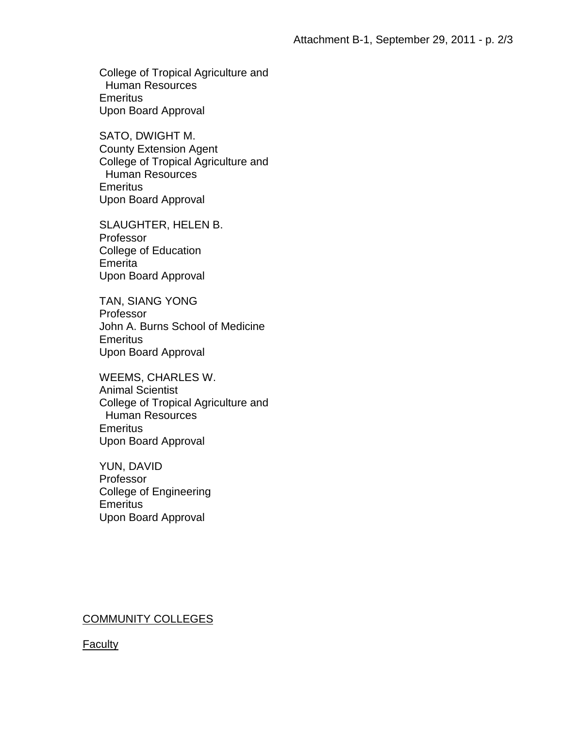College of Tropical Agriculture and
  Human Resources
Emeritus
Upon Board Approval

SATO, DWIGHT M.
County Extension Agent
College of Tropical Agriculture and
  Human Resources
Emeritus
Upon Board Approval

SLAUGHTER, HELEN B.
Professor
College of Education
Emerita
Upon Board Approval

TAN, SIANG YONG
Professor
John A. Burns School of Medicine
Emeritus
Upon Board Approval

WEEMS, CHARLES W.
Animal Scientist
College of Tropical Agriculture and
  Human Resources
Emeritus
Upon Board Approval

YUN, DAVID
Professor
College of Engineering
Emeritus
Upon Board Approval

<u>COMMUNITY COLLEGES</u>

<u>Faculty</u>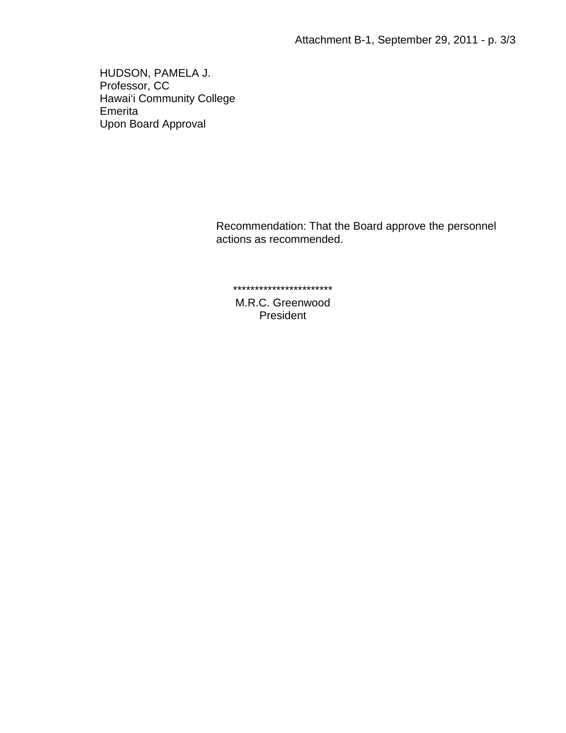HUDSON, PAMELA J.
Professor, CC
Hawaiʻi Community College
Emerita
Upon Board Approval

Recommendation: That the Board approve the personnel actions as recommended.

***********************

M.R.C. Greenwood
President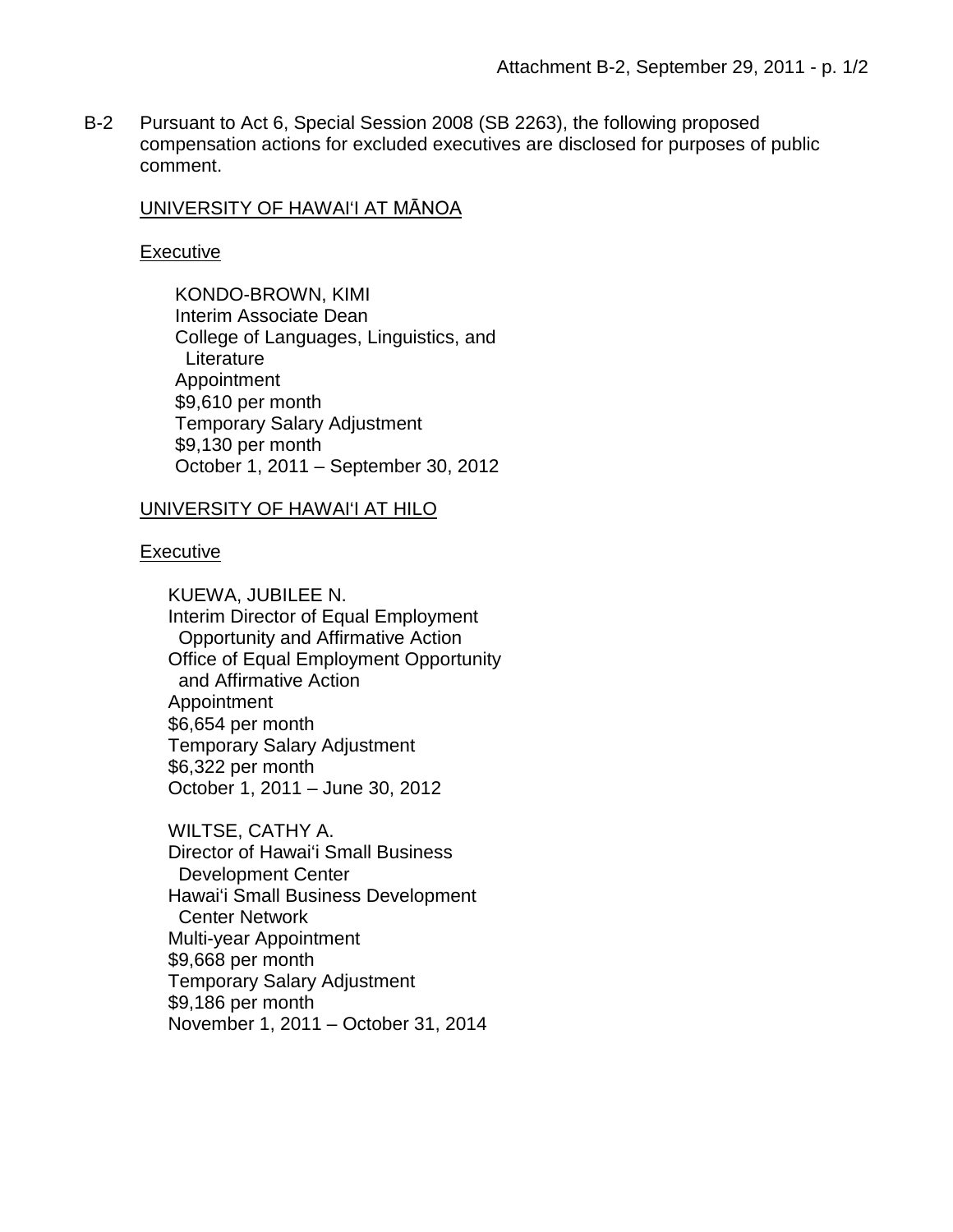B-2 Pursuant to Act 6, Special Session 2008 (SB 2263), the following proposed compensation actions for excluded executives are disclosed for purposes of public comment.

UNIVERSITY OF HAWAIʻI AT MĀNOA

Executive

KONDO-BROWN, KIMI
Interim Associate Dean
College of Languages, Linguistics, and Literature
Appointment
$9,610 per month
Temporary Salary Adjustment
$9,130 per month
October 1, 2011 – September 30, 2012

UNIVERSITY OF HAWAIʻI AT HILO

Executive

KUEWA, JUBILEE N.
Interim Director of Equal Employment Opportunity and Affirmative Action
Office of Equal Employment Opportunity and Affirmative Action
Appointment
$6,654 per month
Temporary Salary Adjustment
$6,322 per month
October 1, 2011 – June 30, 2012

WILTSE, CATHY A.
Director of Hawaiʻi Small Business Development Center
Hawaiʻi Small Business Development Center Network
Multi-year Appointment
$9,668 per month
Temporary Salary Adjustment
$9,186 per month
November 1, 2011 – October 31, 2014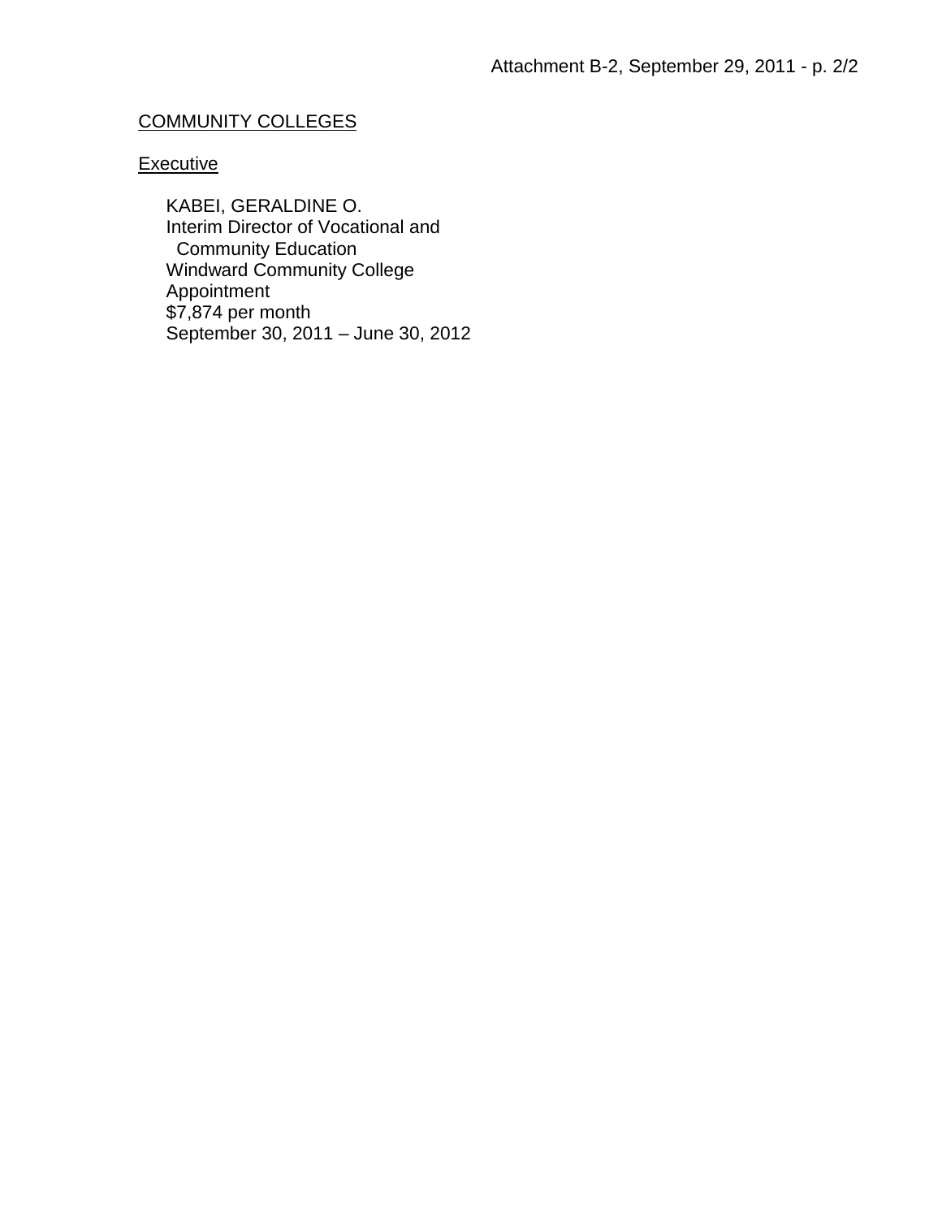COMMUNITY COLLEGES

Executive

KABEI, GERALDINE O.
Interim Director of Vocational and Community Education
Windward Community College
Appointment
$7,874 per month
September 30, 2011 – June 30, 2012